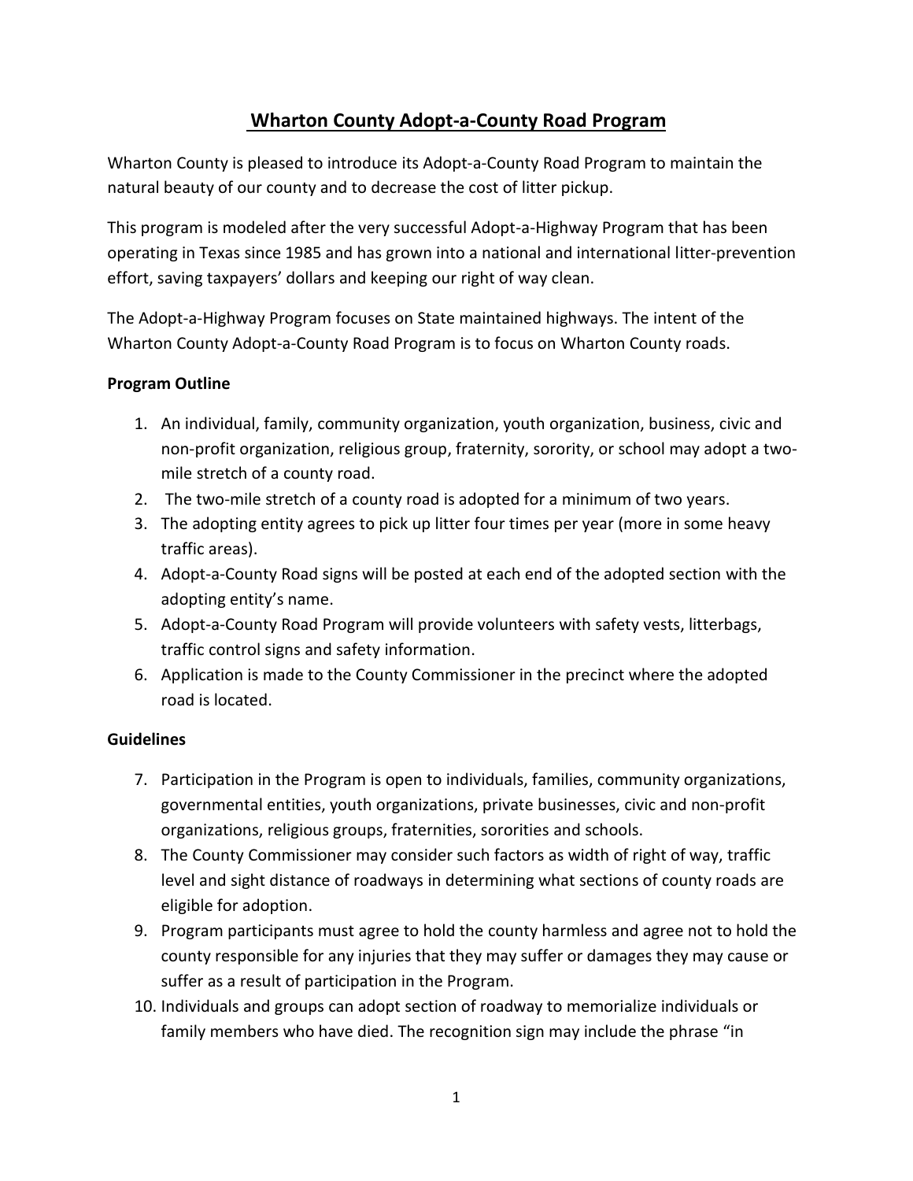# Wharton County Adopt-a-County Road Program

Wharton County is pleased to introduce its Adopt-a-County Road Program to maintain the natural beauty of our county and to decrease the cost of litter pickup.

This program is modeled after the very successful Adopt-a-Highway Program that has been operating in Texas since 1985 and has grown into a national and international litter-prevention effort, saving taxpayers' dollars and keeping our right of way clean.

The Adopt-a-Highway Program focuses on State maintained highways. The intent of the Wharton County Adopt-a-County Road Program is to focus on Wharton County roads.

**Program Outline**

1. An individual, family, community organization, youth organization, business, civic and non-profit organization, religious group, fraternity, sorority, or school may adopt a two-mile stretch of a county road.
2. The two-mile stretch of a county road is adopted for a minimum of two years.
3. The adopting entity agrees to pick up litter four times per year (more in some heavy traffic areas).
4. Adopt-a-County Road signs will be posted at each end of the adopted section with the adopting entity's name.
5. Adopt-a-County Road Program will provide volunteers with safety vests, litterbags, traffic control signs and safety information.
6. Application is made to the County Commissioner in the precinct where the adopted road is located.

**Guidelines**

7. Participation in the Program is open to individuals, families, community organizations, governmental entities, youth organizations, private businesses, civic and non-profit organizations, religious groups, fraternities, sororities and schools.
8. The County Commissioner may consider such factors as width of right of way, traffic level and sight distance of roadways in determining what sections of county roads are eligible for adoption.
9. Program participants must agree to hold the county harmless and agree not to hold the county responsible for any injuries that they may suffer or damages they may cause or suffer as a result of participation in the Program.
10. Individuals and groups can adopt section of roadway to memorialize individuals or family members who have died. The recognition sign may include the phrase "in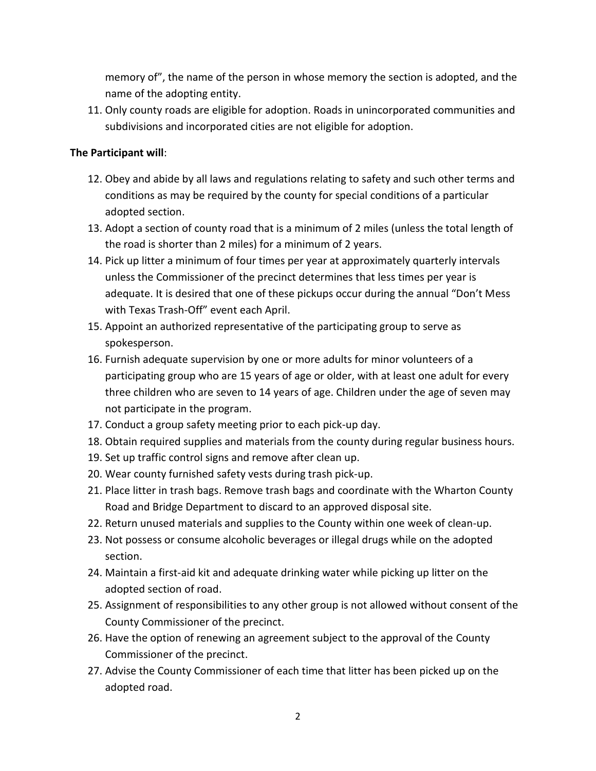memory of", the name of the person in whose memory the section is adopted, and the name of the adopting entity.

11. Only county roads are eligible for adoption. Roads in unincorporated communities and subdivisions and incorporated cities are not eligible for adoption.

**The Participant will**:

12. Obey and abide by all laws and regulations relating to safety and such other terms and conditions as may be required by the county for special conditions of a particular adopted section.
13. Adopt a section of county road that is a minimum of 2 miles (unless the total length of the road is shorter than 2 miles) for a minimum of 2 years.
14. Pick up litter a minimum of four times per year at approximately quarterly intervals unless the Commissioner of the precinct determines that less times per year is adequate. It is desired that one of these pickups occur during the annual "Don't Mess with Texas Trash-Off" event each April.
15. Appoint an authorized representative of the participating group to serve as spokesperson.
16. Furnish adequate supervision by one or more adults for minor volunteers of a participating group who are 15 years of age or older, with at least one adult for every three children who are seven to 14 years of age. Children under the age of seven may not participate in the program.
17. Conduct a group safety meeting prior to each pick-up day.
18. Obtain required supplies and materials from the county during regular business hours.
19. Set up traffic control signs and remove after clean up.
20. Wear county furnished safety vests during trash pick-up.
21. Place litter in trash bags. Remove trash bags and coordinate with the Wharton County Road and Bridge Department to discard to an approved disposal site.
22. Return unused materials and supplies to the County within one week of clean-up.
23. Not possess or consume alcoholic beverages or illegal drugs while on the adopted section.
24. Maintain a first-aid kit and adequate drinking water while picking up litter on the adopted section of road.
25. Assignment of responsibilities to any other group is not allowed without consent of the County Commissioner of the precinct.
26. Have the option of renewing an agreement subject to the approval of the County Commissioner of the precinct.
27. Advise the County Commissioner of each time that litter has been picked up on the adopted road.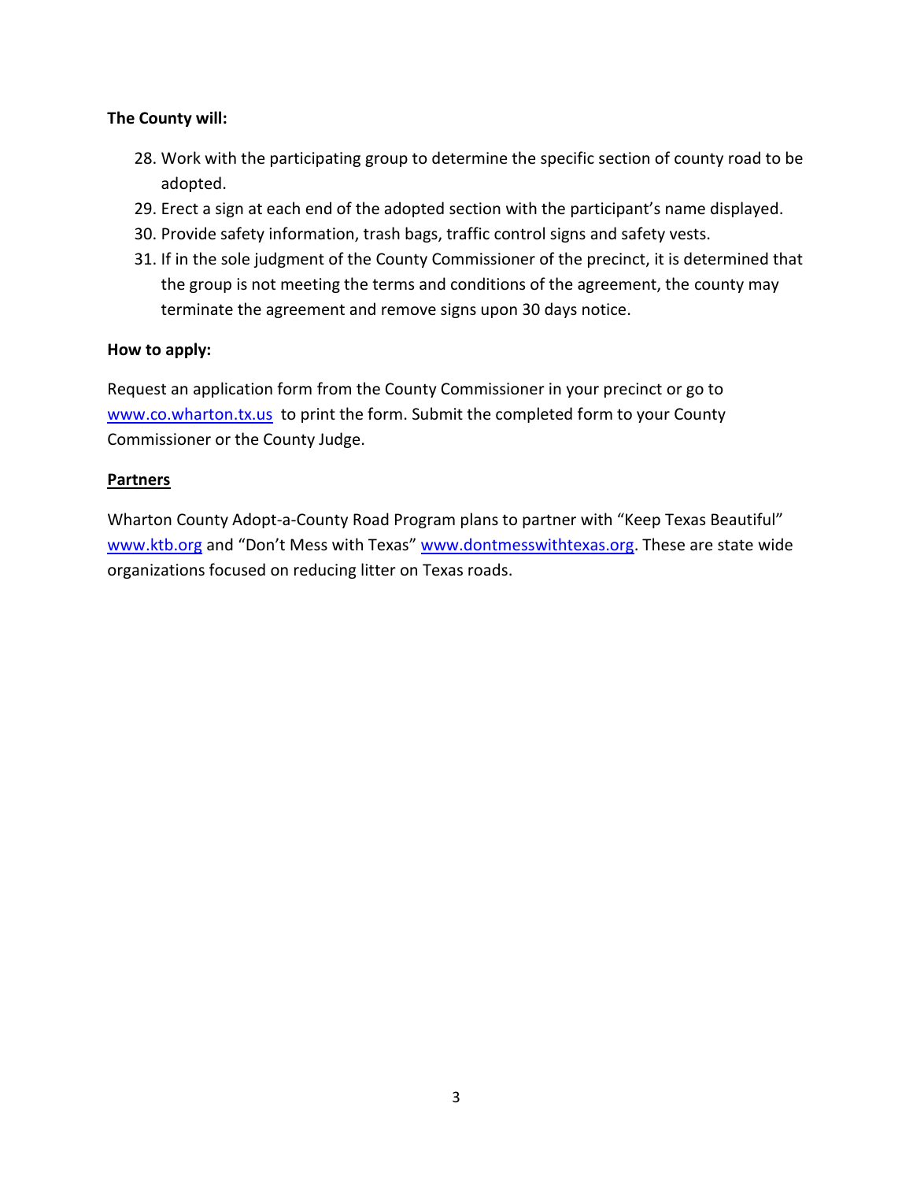**The County will:**

28. Work with the participating group to determine the specific section of county road to be adopted.
29. Erect a sign at each end of the adopted section with the participant's name displayed.
30. Provide safety information, trash bags, traffic control signs and safety vests.
31. If in the sole judgment of the County Commissioner of the precinct, it is determined that the group is not meeting the terms and conditions of the agreement, the county may terminate the agreement and remove signs upon 30 days notice.

**How to apply:**

Request an application form from the County Commissioner in your precinct or go to www.co.wharton.tx.us to print the form. Submit the completed form to your County Commissioner or the County Judge.

**Partners**

Wharton County Adopt-a-County Road Program plans to partner with "Keep Texas Beautiful" www.ktb.org and "Don't Mess with Texas" www.dontmesswithtexas.org. These are state wide organizations focused on reducing litter on Texas roads.